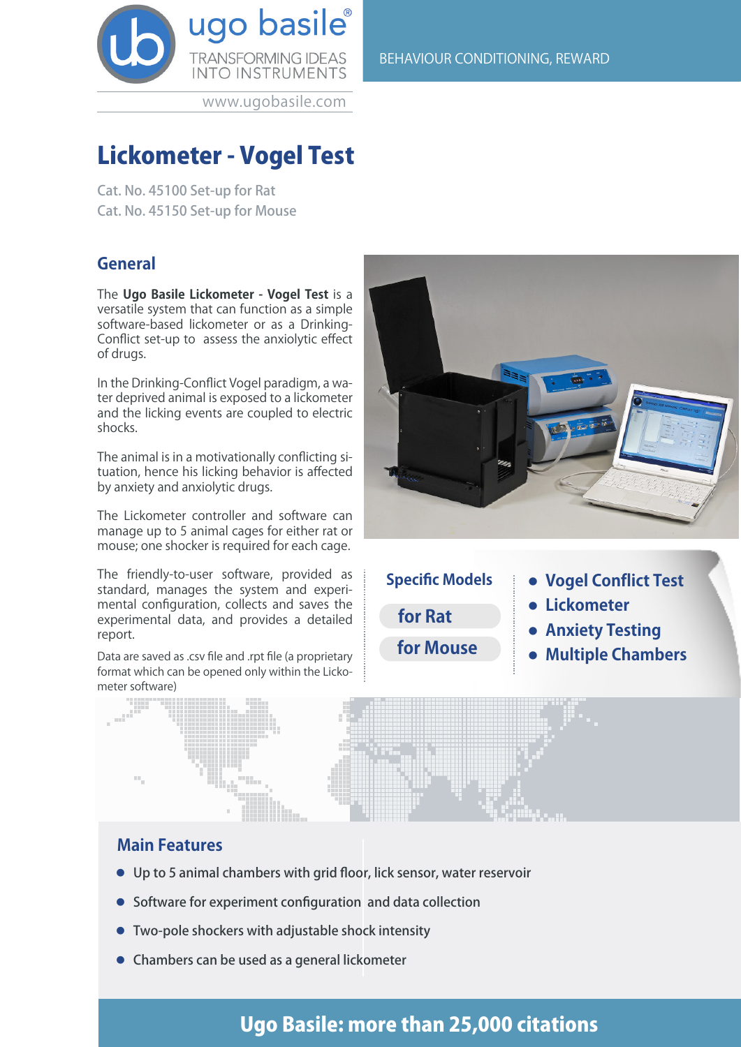ugo basile®
TRANSFORMING IDEAS INTO INSTRUMENTS
www.ugobasile.com

BEHAVIOUR CONDITIONING, REWARD

# Lickometer - Vogel Test

Cat. No. 45100 Set-up for Rat
Cat. No. 45150 Set-up for Mouse

## General

The **Ugo Basile Lickometer - Vogel Test** is a versatile system that can function as a simple software-based lickometer or as a Drinking-Conflict set-up to assess the anxiolytic effect of drugs.

In the Drinking-Conflict Vogel paradigm, a water deprived animal is exposed to a lickometer and the licking events are coupled to electric shocks.

The animal is in a motivationally conflicting situation, hence his licking behavior is affected by anxiety and anxiolytic drugs.

The Lickometer controller and software can manage up to 5 animal cages for either rat or mouse; one shocker is required for each cage.

The friendly-to-user software, provided as standard, manages the system and experimental configuration, collects and saves the experimental data, and provides a detailed report.

Data are saved as .csv file and .rpt file (a proprietary format which can be opened only within the Lickometer software)

**Specific Models**

- for Rat
- for Mouse

- Vogel Conflict Test
- Lickometer
- Anxiety Testing
- Multiple Chambers

## Main Features

- Up to 5 animal chambers with grid floor, lick sensor, water reservoir
- Software for experiment configuration and data collection
- Two-pole shockers with adjustable shock intensity
- Chambers can be used as a general lickometer

**Ugo Basile: more than 25,000 citations**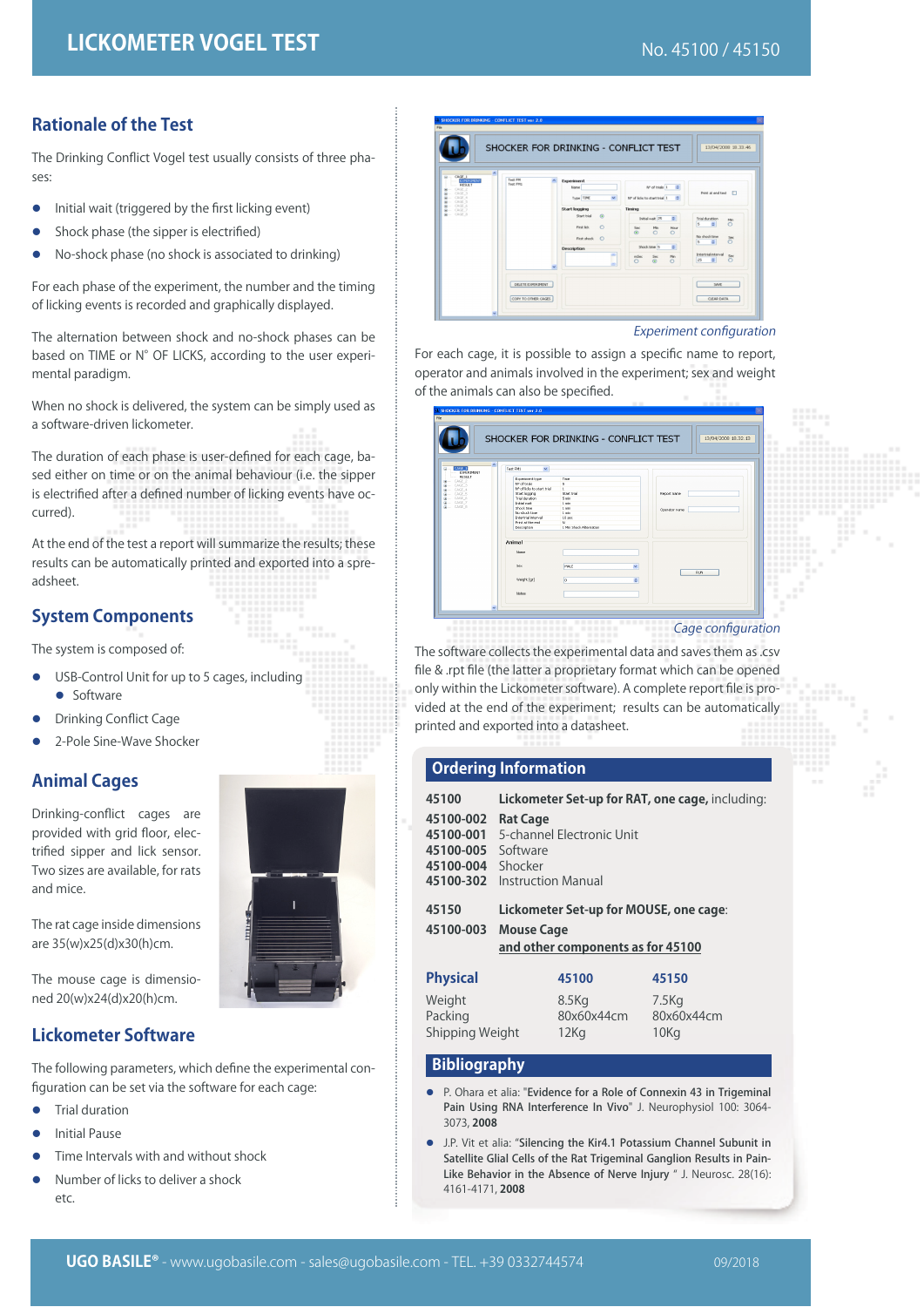# LICKOMETER VOGEL TEST

No. 45100 / 45150

## Rationale of the Test

The Drinking Conflict Vogel test usually consists of three phases:

- Initial wait (triggered by the first licking event)
- Shock phase (the sipper is electrified)
- No-shock phase (no shock is associated to drinking)

For each phase of the experiment, the number and the timing of licking events is recorded and graphically displayed.

The alternation between shock and no-shock phases can be based on TIME or N° OF LICKS, according to the user experimental paradigm.

When no shock is delivered, the system can be simply used as a software-driven lickometer.

The duration of each phase is user-defined for each cage, based either on time or on the animal behaviour (i.e. the sipper is electrified after a defined number of licking events have occurred).

At the end of the test a report will summarize the results; these results can be automatically printed and exported into a spreadsheet.

## System Components

The system is composed of:

- USB-Control Unit for up to 5 cages, including
  - Software
- Drinking Conflict Cage
- 2-Pole Sine-Wave Shocker

## Animal Cages

Drinking-conflict cages are provided with grid floor, electrified sipper and lick sensor. Two sizes are available, for rats and mice.

The rat cage inside dimensions are 35(w)x25(d)x30(h)cm.

The mouse cage is dimensioned 20(w)x24(d)x20(h)cm.

## Lickometer Software

The following parameters, which define the experimental configuration can be set via the software for each cage:

- Trial duration
- Initial Pause
- Time Intervals with and without shock
- Number of licks to deliver a shock

etc.

*Experiment configuration*

For each cage, it is possible to assign a specific name to report, operator and animals involved in the experiment; sex and weight of the animals can also be specified.

*Cage configuration*

The software collects the experimental data and saves them as .csv file & .rpt file (the latter a proprietary format which can be opened only within the Lickometer software). A complete report file is provided at the end of the experiment; results can be automatically printed and exported into a datasheet.

## Ordering Information

**45100** **Lickometer Set-up for RAT, one cage,** including:
**45100-002** **Rat Cage**
**45100-001** 5-channel Electronic Unit
**45100-005** Software
**45100-004** Shocker
**45100-302** Instruction Manual

**45150** **Lickometer Set-up for MOUSE, one cage**:
**45100-003** **Mouse Cage**
**and other components as for 45100**

| Physical | 45100 | 45150 |
|---|---|---|
| Weight | 8.5Kg | 7.5Kg |
| Packing | 80x60x44cm | 80x60x44cm |
| Shipping Weight | 12Kg | 10Kg |

## Bibliography

- P. Ohara et alia: "**Evidence for a Role of Connexin 43 in Trigeminal Pain Using RNA Interference In Vivo**" J. Neurophysiol 100: 3064-3073, **2008**
- J.P. Vit et alia: "**Silencing the Kir4.1 Potassium Channel Subunit in Satellite Glial Cells of the Rat Trigeminal Ganglion Results in Pain-Like Behavior in the Absence of Nerve Injury** " J. Neurosc. 28(16): 4161-4171, **2008**

**UGO BASILE®** - www.ugobasile.com - sales@ugobasile.com - TEL. +39 0332744574

09/2018